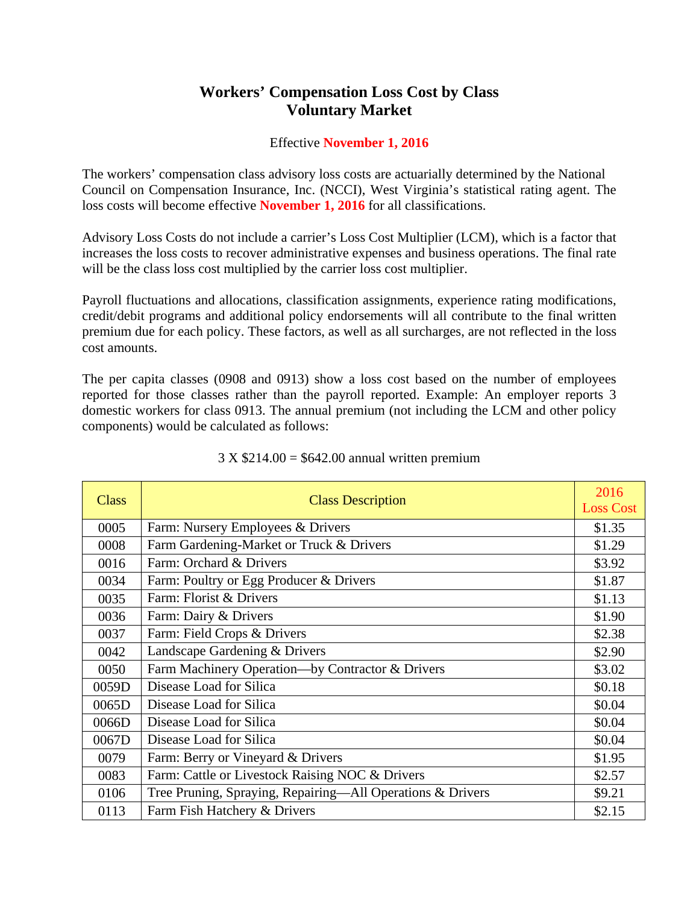# Workers' Compensation Loss Cost by Class
# Voluntary Market

Effective **November 1, 2016**

The workers' compensation class advisory loss costs are actuarially determined by the National Council on Compensation Insurance, Inc. (NCCI), West Virginia's statistical rating agent. The loss costs will become effective **November 1, 2016** for all classifications.

Advisory Loss Costs do not include a carrier's Loss Cost Multiplier (LCM), which is a factor that increases the loss costs to recover administrative expenses and business operations. The final rate will be the class loss cost multiplied by the carrier loss cost multiplier.

Payroll fluctuations and allocations, classification assignments, experience rating modifications, credit/debit programs and additional policy endorsements will all contribute to the final written premium due for each policy. These factors, as well as all surcharges, are not reflected in the loss cost amounts.

The per capita classes (0908 and 0913) show a loss cost based on the number of employees reported for those classes rather than the payroll reported. Example: An employer reports 3 domestic workers for class 0913. The annual premium (not including the LCM and other policy components) would be calculated as follows:

3 X $214.00 = $642.00 annual written premium

| Class | Class Description | 2016 Loss Cost |
|---|---|---|
| 0005 | Farm: Nursery Employees & Drivers | $1.35 |
| 0008 | Farm Gardening-Market or Truck & Drivers | $1.29 |
| 0016 | Farm: Orchard & Drivers | $3.92 |
| 0034 | Farm: Poultry or Egg Producer & Drivers | $1.87 |
| 0035 | Farm: Florist & Drivers | $1.13 |
| 0036 | Farm: Dairy & Drivers | $1.90 |
| 0037 | Farm: Field Crops & Drivers | $2.38 |
| 0042 | Landscape Gardening & Drivers | $2.90 |
| 0050 | Farm Machinery Operation—by Contractor & Drivers | $3.02 |
| 0059D | Disease Load for Silica | $0.18 |
| 0065D | Disease Load for Silica | $0.04 |
| 0066D | Disease Load for Silica | $0.04 |
| 0067D | Disease Load for Silica | $0.04 |
| 0079 | Farm: Berry or Vineyard & Drivers | $1.95 |
| 0083 | Farm: Cattle or Livestock Raising NOC & Drivers | $2.57 |
| 0106 | Tree Pruning, Spraying, Repairing—All Operations & Drivers | $9.21 |
| 0113 | Farm Fish Hatchery & Drivers | $2.15 |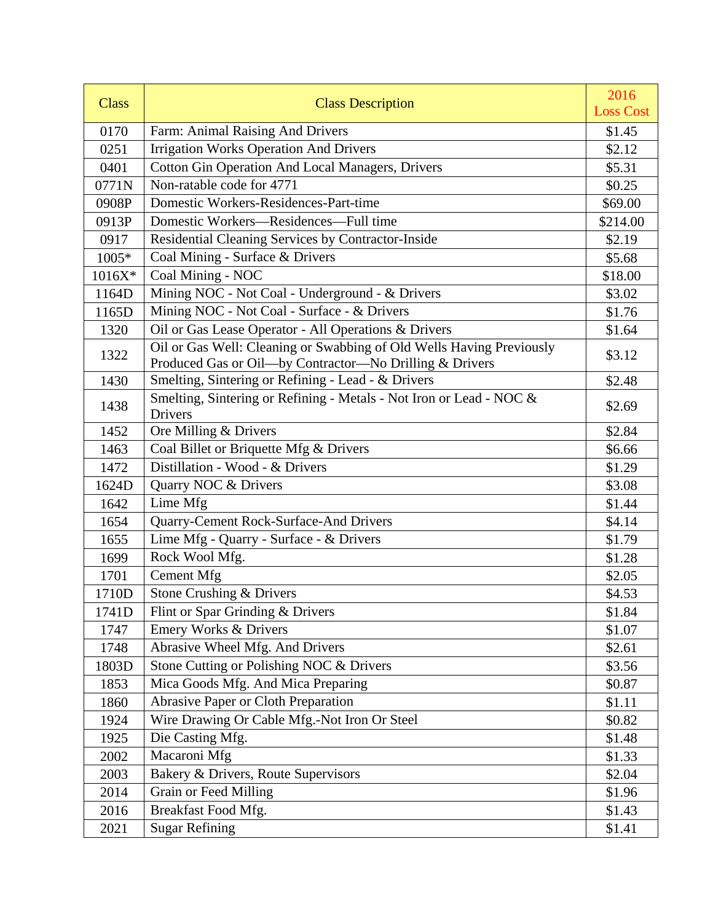| Class | Class Description | 2016 Loss Cost |
|---|---|---|
| 0170 | Farm: Animal Raising And Drivers | $1.45 |
| 0251 | Irrigation Works Operation And Drivers | $2.12 |
| 0401 | Cotton Gin Operation And Local Managers, Drivers | $5.31 |
| 0771N | Non-ratable code for 4771 | $0.25 |
| 0908P | Domestic Workers-Residences-Part-time | $69.00 |
| 0913P | Domestic Workers—Residences—Full time | $214.00 |
| 0917 | Residential Cleaning Services by Contractor-Inside | $2.19 |
| 1005* | Coal Mining - Surface & Drivers | $5.68 |
| 1016X* | Coal Mining - NOC | $18.00 |
| 1164D | Mining NOC - Not Coal - Underground - & Drivers | $3.02 |
| 1165D | Mining NOC - Not Coal - Surface - & Drivers | $1.76 |
| 1320 | Oil or Gas Lease Operator - All Operations & Drivers | $1.64 |
| 1322 | Oil or Gas Well: Cleaning or Swabbing of Old Wells Having Previously Produced Gas or Oil—by Contractor—No Drilling & Drivers | $3.12 |
| 1430 | Smelting, Sintering or Refining - Lead - & Drivers | $2.48 |
| 1438 | Smelting, Sintering or Refining - Metals - Not Iron or Lead - NOC & Drivers | $2.69 |
| 1452 | Ore Milling & Drivers | $2.84 |
| 1463 | Coal Billet or Briquette Mfg & Drivers | $6.66 |
| 1472 | Distillation - Wood - & Drivers | $1.29 |
| 1624D | Quarry NOC & Drivers | $3.08 |
| 1642 | Lime Mfg | $1.44 |
| 1654 | Quarry-Cement Rock-Surface-And Drivers | $4.14 |
| 1655 | Lime Mfg - Quarry - Surface - & Drivers | $1.79 |
| 1699 | Rock Wool Mfg. | $1.28 |
| 1701 | Cement Mfg | $2.05 |
| 1710D | Stone Crushing & Drivers | $4.53 |
| 1741D | Flint or Spar Grinding & Drivers | $1.84 |
| 1747 | Emery Works & Drivers | $1.07 |
| 1748 | Abrasive Wheel Mfg. And Drivers | $2.61 |
| 1803D | Stone Cutting or Polishing NOC & Drivers | $3.56 |
| 1853 | Mica Goods Mfg. And Mica Preparing | $0.87 |
| 1860 | Abrasive Paper or Cloth Preparation | $1.11 |
| 1924 | Wire Drawing Or Cable Mfg.-Not Iron Or Steel | $0.82 |
| 1925 | Die Casting Mfg. | $1.48 |
| 2002 | Macaroni Mfg | $1.33 |
| 2003 | Bakery & Drivers, Route Supervisors | $2.04 |
| 2014 | Grain or Feed Milling | $1.96 |
| 2016 | Breakfast Food Mfg. | $1.43 |
| 2021 | Sugar Refining | $1.41 |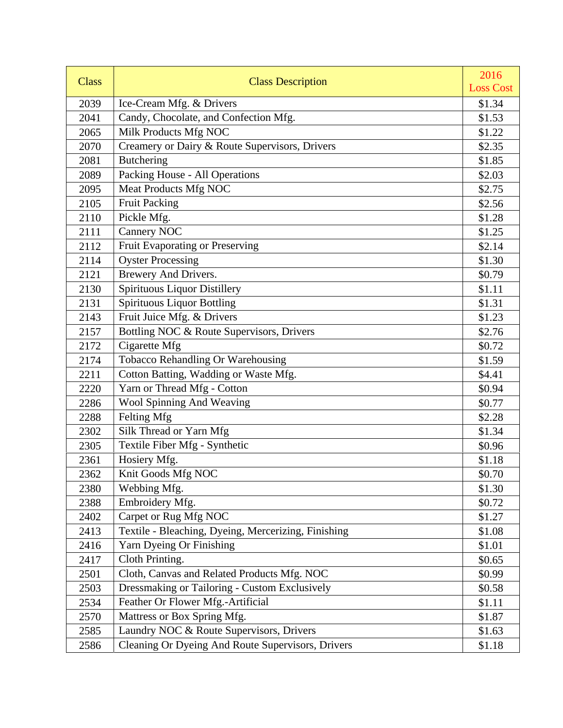| Class | Class Description | 2016 Loss Cost |
|---|---|---|
| 2039 | Ice-Cream Mfg. & Drivers | $1.34 |
| 2041 | Candy, Chocolate, and Confection Mfg. | $1.53 |
| 2065 | Milk Products Mfg NOC | $1.22 |
| 2070 | Creamery or Dairy & Route Supervisors, Drivers | $2.35 |
| 2081 | Butchering | $1.85 |
| 2089 | Packing House - All Operations | $2.03 |
| 2095 | Meat Products Mfg NOC | $2.75 |
| 2105 | Fruit Packing | $2.56 |
| 2110 | Pickle Mfg. | $1.28 |
| 2111 | Cannery NOC | $1.25 |
| 2112 | Fruit Evaporating or Preserving | $2.14 |
| 2114 | Oyster Processing | $1.30 |
| 2121 | Brewery And Drivers. | $0.79 |
| 2130 | Spirituous Liquor Distillery | $1.11 |
| 2131 | Spirituous Liquor Bottling | $1.31 |
| 2143 | Fruit Juice Mfg. & Drivers | $1.23 |
| 2157 | Bottling NOC & Route Supervisors, Drivers | $2.76 |
| 2172 | Cigarette Mfg | $0.72 |
| 2174 | Tobacco Rehandling Or Warehousing | $1.59 |
| 2211 | Cotton Batting, Wadding or Waste Mfg. | $4.41 |
| 2220 | Yarn or Thread Mfg - Cotton | $0.94 |
| 2286 | Wool Spinning And Weaving | $0.77 |
| 2288 | Felting Mfg | $2.28 |
| 2302 | Silk Thread or Yarn Mfg | $1.34 |
| 2305 | Textile Fiber Mfg - Synthetic | $0.96 |
| 2361 | Hosiery Mfg. | $1.18 |
| 2362 | Knit Goods Mfg NOC | $0.70 |
| 2380 | Webbing Mfg. | $1.30 |
| 2388 | Embroidery Mfg. | $0.72 |
| 2402 | Carpet or Rug Mfg NOC | $1.27 |
| 2413 | Textile - Bleaching, Dyeing, Mercerizing, Finishing | $1.08 |
| 2416 | Yarn Dyeing Or Finishing | $1.01 |
| 2417 | Cloth Printing. | $0.65 |
| 2501 | Cloth, Canvas and Related Products Mfg. NOC | $0.99 |
| 2503 | Dressmaking or Tailoring - Custom Exclusively | $0.58 |
| 2534 | Feather Or Flower Mfg.-Artificial | $1.11 |
| 2570 | Mattress or Box Spring Mfg. | $1.87 |
| 2585 | Laundry NOC & Route Supervisors, Drivers | $1.63 |
| 2586 | Cleaning Or Dyeing And Route Supervisors, Drivers | $1.18 |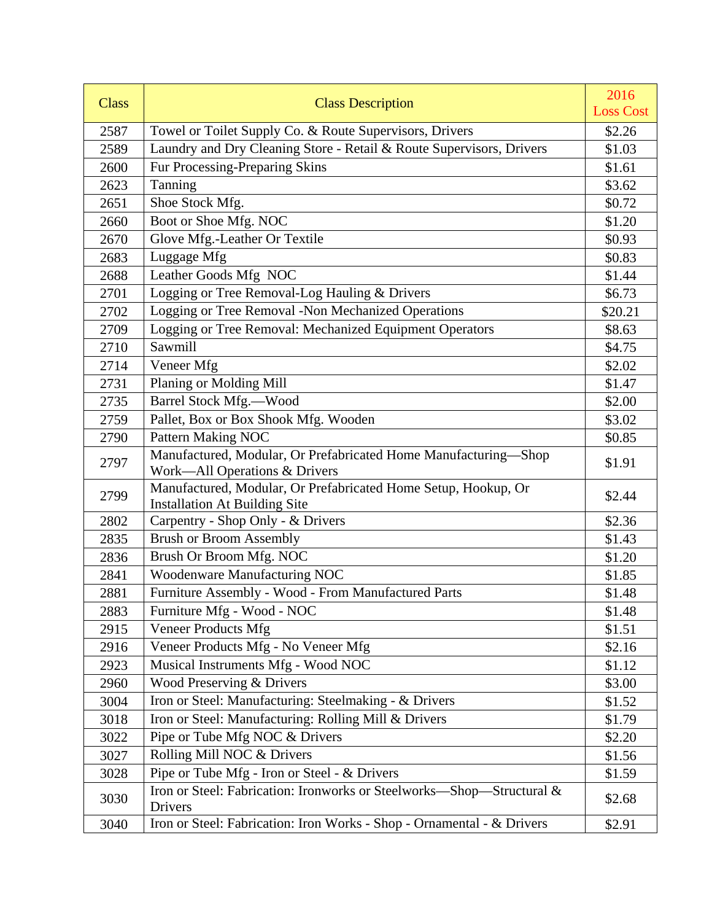| Class | Class Description | 2016 Loss Cost |
|---|---|---|
| 2587 | Towel or Toilet Supply Co. & Route Supervisors, Drivers | $2.26 |
| 2589 | Laundry and Dry Cleaning Store - Retail & Route Supervisors, Drivers | $1.03 |
| 2600 | Fur Processing-Preparing Skins | $1.61 |
| 2623 | Tanning | $3.62 |
| 2651 | Shoe Stock Mfg. | $0.72 |
| 2660 | Boot or Shoe Mfg. NOC | $1.20 |
| 2670 | Glove Mfg.-Leather Or Textile | $0.93 |
| 2683 | Luggage Mfg | $0.83 |
| 2688 | Leather Goods Mfg NOC | $1.44 |
| 2701 | Logging or Tree Removal-Log Hauling & Drivers | $6.73 |
| 2702 | Logging or Tree Removal -Non Mechanized Operations | $20.21 |
| 2709 | Logging or Tree Removal: Mechanized Equipment Operators | $8.63 |
| 2710 | Sawmill | $4.75 |
| 2714 | Veneer Mfg | $2.02 |
| 2731 | Planing or Molding Mill | $1.47 |
| 2735 | Barrel Stock Mfg.—Wood | $2.00 |
| 2759 | Pallet, Box or Box Shook Mfg. Wooden | $3.02 |
| 2790 | Pattern Making NOC | $0.85 |
| 2797 | Manufactured, Modular, Or Prefabricated Home Manufacturing—Shop Work—All Operations & Drivers | $1.91 |
| 2799 | Manufactured, Modular, Or Prefabricated Home Setup, Hookup, Or Installation At Building Site | $2.44 |
| 2802 | Carpentry - Shop Only - & Drivers | $2.36 |
| 2835 | Brush or Broom Assembly | $1.43 |
| 2836 | Brush Or Broom Mfg. NOC | $1.20 |
| 2841 | Woodenware Manufacturing NOC | $1.85 |
| 2881 | Furniture Assembly - Wood - From Manufactured Parts | $1.48 |
| 2883 | Furniture Mfg - Wood - NOC | $1.48 |
| 2915 | Veneer Products Mfg | $1.51 |
| 2916 | Veneer Products Mfg - No Veneer Mfg | $2.16 |
| 2923 | Musical Instruments Mfg - Wood NOC | $1.12 |
| 2960 | Wood Preserving & Drivers | $3.00 |
| 3004 | Iron or Steel: Manufacturing: Steelmaking - & Drivers | $1.52 |
| 3018 | Iron or Steel: Manufacturing: Rolling Mill & Drivers | $1.79 |
| 3022 | Pipe or Tube Mfg NOC & Drivers | $2.20 |
| 3027 | Rolling Mill NOC & Drivers | $1.56 |
| 3028 | Pipe or Tube Mfg - Iron or Steel - & Drivers | $1.59 |
| 3030 | Iron or Steel: Fabrication: Ironworks or Steelworks—Shop—Structural & Drivers | $2.68 |
| 3040 | Iron or Steel: Fabrication: Iron Works - Shop - Ornamental - & Drivers | $2.91 |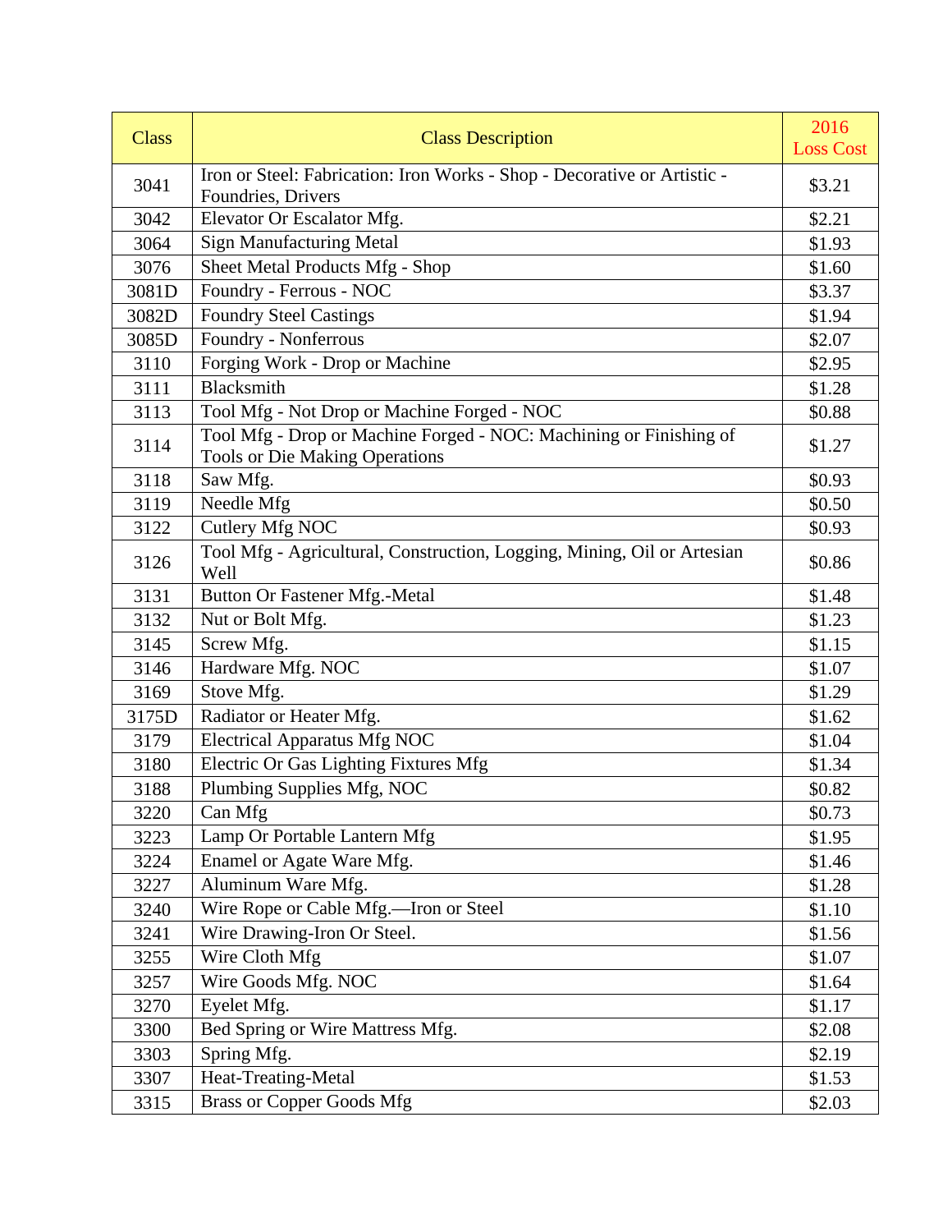| Class | Class Description | 2016 Loss Cost |
|---|---|---|
| 3041 | Iron or Steel: Fabrication: Iron Works - Shop - Decorative or Artistic - Foundries, Drivers | $3.21 |
| 3042 | Elevator Or Escalator Mfg. | $2.21 |
| 3064 | Sign Manufacturing Metal | $1.93 |
| 3076 | Sheet Metal Products Mfg - Shop | $1.60 |
| 3081D | Foundry - Ferrous - NOC | $3.37 |
| 3082D | Foundry Steel Castings | $1.94 |
| 3085D | Foundry - Nonferrous | $2.07 |
| 3110 | Forging Work - Drop or Machine | $2.95 |
| 3111 | Blacksmith | $1.28 |
| 3113 | Tool Mfg - Not Drop or Machine Forged - NOC | $0.88 |
| 3114 | Tool Mfg - Drop or Machine Forged - NOC: Machining or Finishing of Tools or Die Making Operations | $1.27 |
| 3118 | Saw Mfg. | $0.93 |
| 3119 | Needle Mfg | $0.50 |
| 3122 | Cutlery Mfg NOC | $0.93 |
| 3126 | Tool Mfg - Agricultural, Construction, Logging, Mining, Oil or Artesian Well | $0.86 |
| 3131 | Button Or Fastener Mfg.-Metal | $1.48 |
| 3132 | Nut or Bolt Mfg. | $1.23 |
| 3145 | Screw Mfg. | $1.15 |
| 3146 | Hardware Mfg. NOC | $1.07 |
| 3169 | Stove Mfg. | $1.29 |
| 3175D | Radiator or Heater Mfg. | $1.62 |
| 3179 | Electrical Apparatus Mfg NOC | $1.04 |
| 3180 | Electric Or Gas Lighting Fixtures Mfg | $1.34 |
| 3188 | Plumbing Supplies Mfg, NOC | $0.82 |
| 3220 | Can Mfg | $0.73 |
| 3223 | Lamp Or Portable Lantern Mfg | $1.95 |
| 3224 | Enamel or Agate Ware Mfg. | $1.46 |
| 3227 | Aluminum Ware Mfg. | $1.28 |
| 3240 | Wire Rope or Cable Mfg.—Iron or Steel | $1.10 |
| 3241 | Wire Drawing-Iron Or Steel. | $1.56 |
| 3255 | Wire Cloth Mfg | $1.07 |
| 3257 | Wire Goods Mfg. NOC | $1.64 |
| 3270 | Eyelet Mfg. | $1.17 |
| 3300 | Bed Spring or Wire Mattress Mfg. | $2.08 |
| 3303 | Spring Mfg. | $2.19 |
| 3307 | Heat-Treating-Metal | $1.53 |
| 3315 | Brass or Copper Goods Mfg | $2.03 |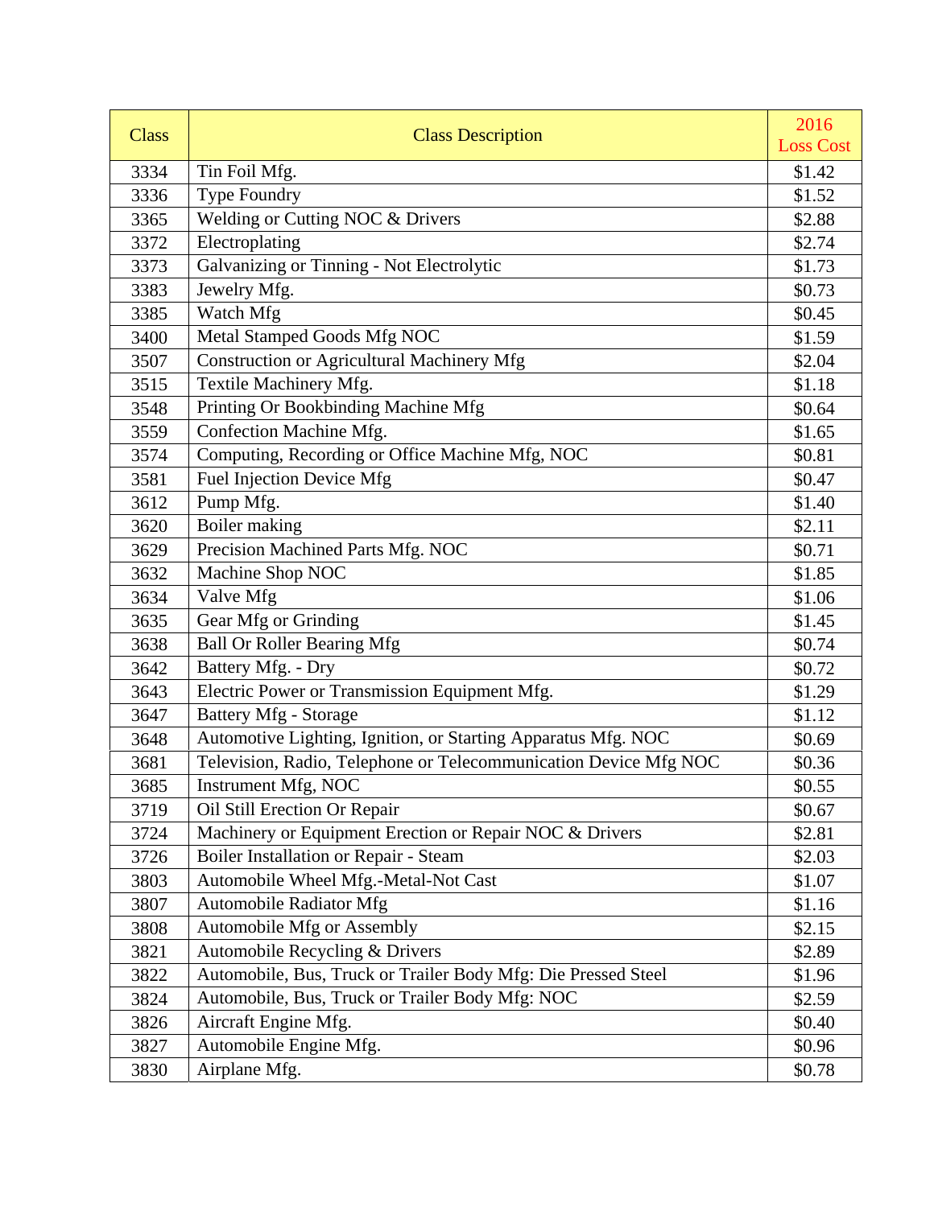| Class | Class Description | 2016 Loss Cost |
|---|---|---|
| 3334 | Tin Foil Mfg. | $1.42 |
| 3336 | Type Foundry | $1.52 |
| 3365 | Welding or Cutting NOC & Drivers | $2.88 |
| 3372 | Electroplating | $2.74 |
| 3373 | Galvanizing or Tinning - Not Electrolytic | $1.73 |
| 3383 | Jewelry Mfg. | $0.73 |
| 3385 | Watch Mfg | $0.45 |
| 3400 | Metal Stamped Goods Mfg NOC | $1.59 |
| 3507 | Construction or Agricultural Machinery Mfg | $2.04 |
| 3515 | Textile Machinery Mfg. | $1.18 |
| 3548 | Printing Or Bookbinding Machine Mfg | $0.64 |
| 3559 | Confection Machine Mfg. | $1.65 |
| 3574 | Computing, Recording or Office Machine Mfg, NOC | $0.81 |
| 3581 | Fuel Injection Device Mfg | $0.47 |
| 3612 | Pump Mfg. | $1.40 |
| 3620 | Boiler making | $2.11 |
| 3629 | Precision Machined Parts Mfg. NOC | $0.71 |
| 3632 | Machine Shop NOC | $1.85 |
| 3634 | Valve Mfg | $1.06 |
| 3635 | Gear Mfg or Grinding | $1.45 |
| 3638 | Ball Or Roller Bearing Mfg | $0.74 |
| 3642 | Battery Mfg. - Dry | $0.72 |
| 3643 | Electric Power or Transmission Equipment Mfg. | $1.29 |
| 3647 | Battery Mfg - Storage | $1.12 |
| 3648 | Automotive Lighting, Ignition, or Starting Apparatus Mfg. NOC | $0.69 |
| 3681 | Television, Radio, Telephone or Telecommunication Device Mfg NOC | $0.36 |
| 3685 | Instrument Mfg, NOC | $0.55 |
| 3719 | Oil Still Erection Or Repair | $0.67 |
| 3724 | Machinery or Equipment Erection or Repair NOC & Drivers | $2.81 |
| 3726 | Boiler Installation or Repair - Steam | $2.03 |
| 3803 | Automobile Wheel Mfg.-Metal-Not Cast | $1.07 |
| 3807 | Automobile Radiator Mfg | $1.16 |
| 3808 | Automobile Mfg or Assembly | $2.15 |
| 3821 | Automobile Recycling & Drivers | $2.89 |
| 3822 | Automobile, Bus, Truck or Trailer Body Mfg: Die Pressed Steel | $1.96 |
| 3824 | Automobile, Bus, Truck or Trailer Body Mfg: NOC | $2.59 |
| 3826 | Aircraft Engine Mfg. | $0.40 |
| 3827 | Automobile Engine Mfg. | $0.96 |
| 3830 | Airplane Mfg. | $0.78 |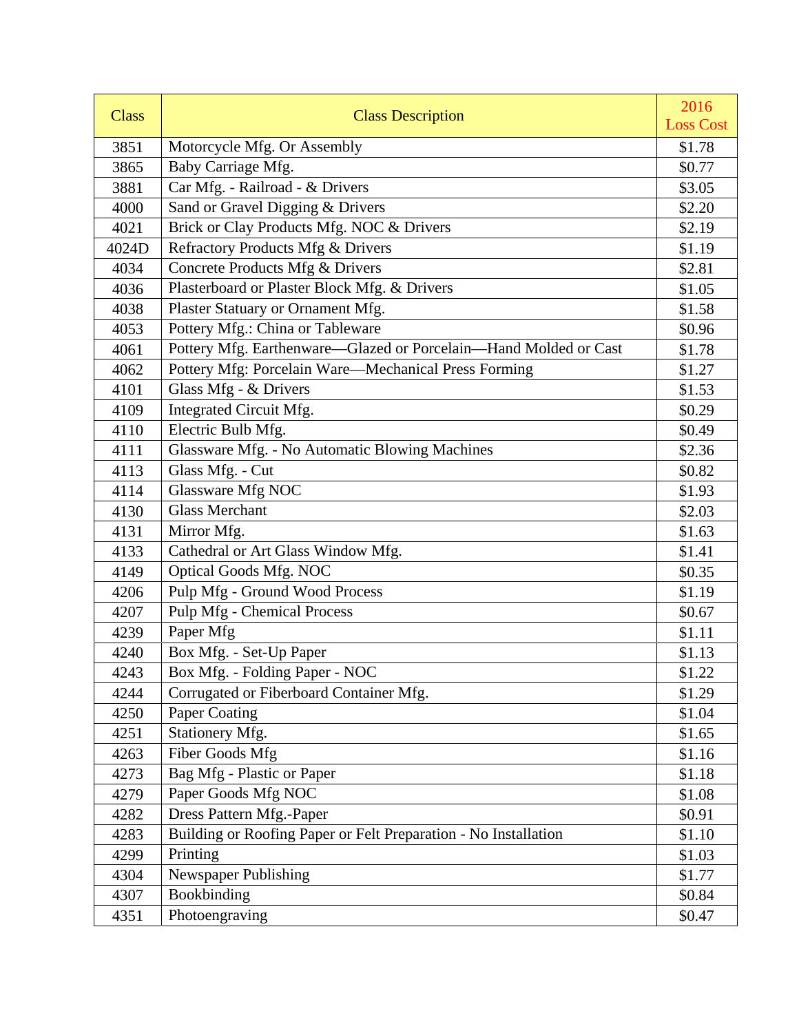| Class | Class Description | 2016 Loss Cost |
|---|---|---|
| 3851 | Motorcycle Mfg. Or Assembly | $1.78 |
| 3865 | Baby Carriage Mfg. | $0.77 |
| 3881 | Car Mfg. - Railroad - & Drivers | $3.05 |
| 4000 | Sand or Gravel Digging & Drivers | $2.20 |
| 4021 | Brick or Clay Products Mfg. NOC & Drivers | $2.19 |
| 4024D | Refractory Products Mfg & Drivers | $1.19 |
| 4034 | Concrete Products Mfg & Drivers | $2.81 |
| 4036 | Plasterboard or Plaster Block Mfg. & Drivers | $1.05 |
| 4038 | Plaster Statuary or Ornament Mfg. | $1.58 |
| 4053 | Pottery Mfg.: China or Tableware | $0.96 |
| 4061 | Pottery Mfg. Earthenware—Glazed or Porcelain—Hand Molded or Cast | $1.78 |
| 4062 | Pottery Mfg: Porcelain Ware—Mechanical Press Forming | $1.27 |
| 4101 | Glass Mfg - & Drivers | $1.53 |
| 4109 | Integrated Circuit Mfg. | $0.29 |
| 4110 | Electric Bulb Mfg. | $0.49 |
| 4111 | Glassware Mfg. - No Automatic Blowing Machines | $2.36 |
| 4113 | Glass Mfg. - Cut | $0.82 |
| 4114 | Glassware Mfg NOC | $1.93 |
| 4130 | Glass Merchant | $2.03 |
| 4131 | Mirror Mfg. | $1.63 |
| 4133 | Cathedral or Art Glass Window Mfg. | $1.41 |
| 4149 | Optical Goods Mfg. NOC | $0.35 |
| 4206 | Pulp Mfg - Ground Wood Process | $1.19 |
| 4207 | Pulp Mfg - Chemical Process | $0.67 |
| 4239 | Paper Mfg | $1.11 |
| 4240 | Box Mfg. - Set-Up Paper | $1.13 |
| 4243 | Box Mfg. - Folding Paper - NOC | $1.22 |
| 4244 | Corrugated or Fiberboard Container Mfg. | $1.29 |
| 4250 | Paper Coating | $1.04 |
| 4251 | Stationery Mfg. | $1.65 |
| 4263 | Fiber Goods Mfg | $1.16 |
| 4273 | Bag Mfg - Plastic or Paper | $1.18 |
| 4279 | Paper Goods Mfg NOC | $1.08 |
| 4282 | Dress Pattern Mfg.-Paper | $0.91 |
| 4283 | Building or Roofing Paper or Felt Preparation - No Installation | $1.10 |
| 4299 | Printing | $1.03 |
| 4304 | Newspaper Publishing | $1.77 |
| 4307 | Bookbinding | $0.84 |
| 4351 | Photoengraving | $0.47 |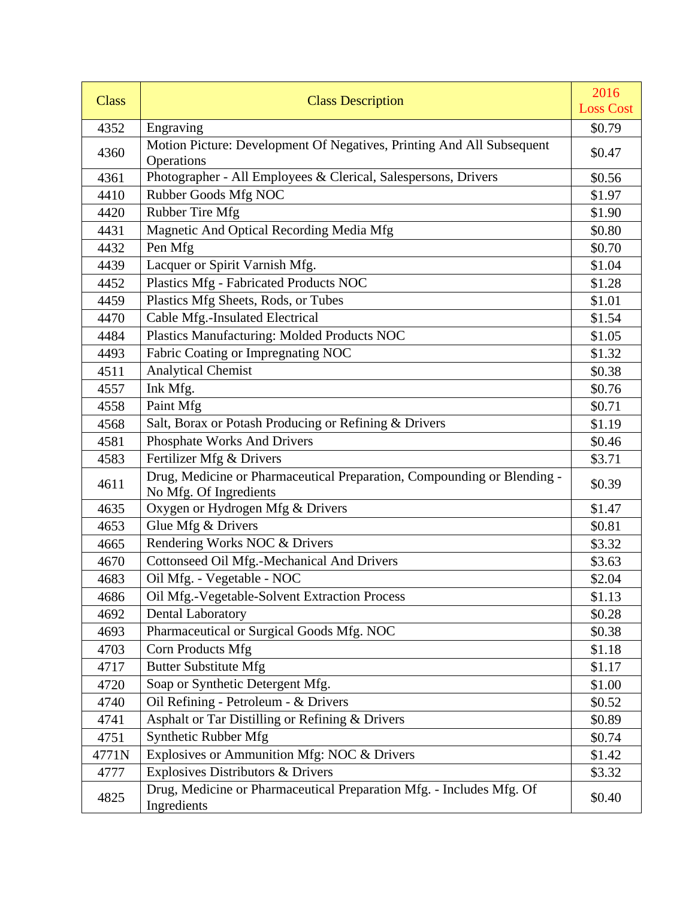| Class | Class Description | 2016 Loss Cost |
|---|---|---|
| 4352 | Engraving | $0.79 |
| 4360 | Motion Picture: Development Of Negatives, Printing And All Subsequent Operations | $0.47 |
| 4361 | Photographer - All Employees & Clerical, Salespersons, Drivers | $0.56 |
| 4410 | Rubber Goods Mfg NOC | $1.97 |
| 4420 | Rubber Tire Mfg | $1.90 |
| 4431 | Magnetic And Optical Recording Media Mfg | $0.80 |
| 4432 | Pen Mfg | $0.70 |
| 4439 | Lacquer or Spirit Varnish Mfg. | $1.04 |
| 4452 | Plastics Mfg - Fabricated Products NOC | $1.28 |
| 4459 | Plastics Mfg Sheets, Rods, or Tubes | $1.01 |
| 4470 | Cable Mfg.-Insulated Electrical | $1.54 |
| 4484 | Plastics Manufacturing: Molded Products NOC | $1.05 |
| 4493 | Fabric Coating or Impregnating NOC | $1.32 |
| 4511 | Analytical Chemist | $0.38 |
| 4557 | Ink Mfg. | $0.76 |
| 4558 | Paint Mfg | $0.71 |
| 4568 | Salt, Borax or Potash Producing or Refining & Drivers | $1.19 |
| 4581 | Phosphate Works And Drivers | $0.46 |
| 4583 | Fertilizer Mfg & Drivers | $3.71 |
| 4611 | Drug, Medicine or Pharmaceutical Preparation, Compounding or Blending - No Mfg. Of Ingredients | $0.39 |
| 4635 | Oxygen or Hydrogen Mfg & Drivers | $1.47 |
| 4653 | Glue Mfg & Drivers | $0.81 |
| 4665 | Rendering Works NOC & Drivers | $3.32 |
| 4670 | Cottonseed Oil Mfg.-Mechanical And Drivers | $3.63 |
| 4683 | Oil Mfg. - Vegetable - NOC | $2.04 |
| 4686 | Oil Mfg.-Vegetable-Solvent Extraction Process | $1.13 |
| 4692 | Dental Laboratory | $0.28 |
| 4693 | Pharmaceutical or Surgical Goods Mfg. NOC | $0.38 |
| 4703 | Corn Products Mfg | $1.18 |
| 4717 | Butter Substitute Mfg | $1.17 |
| 4720 | Soap or Synthetic Detergent Mfg. | $1.00 |
| 4740 | Oil Refining - Petroleum - & Drivers | $0.52 |
| 4741 | Asphalt or Tar Distilling or Refining & Drivers | $0.89 |
| 4751 | Synthetic Rubber Mfg | $0.74 |
| 4771N | Explosives or Ammunition Mfg: NOC & Drivers | $1.42 |
| 4777 | Explosives Distributors & Drivers | $3.32 |
| 4825 | Drug, Medicine or Pharmaceutical Preparation Mfg. - Includes Mfg. Of Ingredients | $0.40 |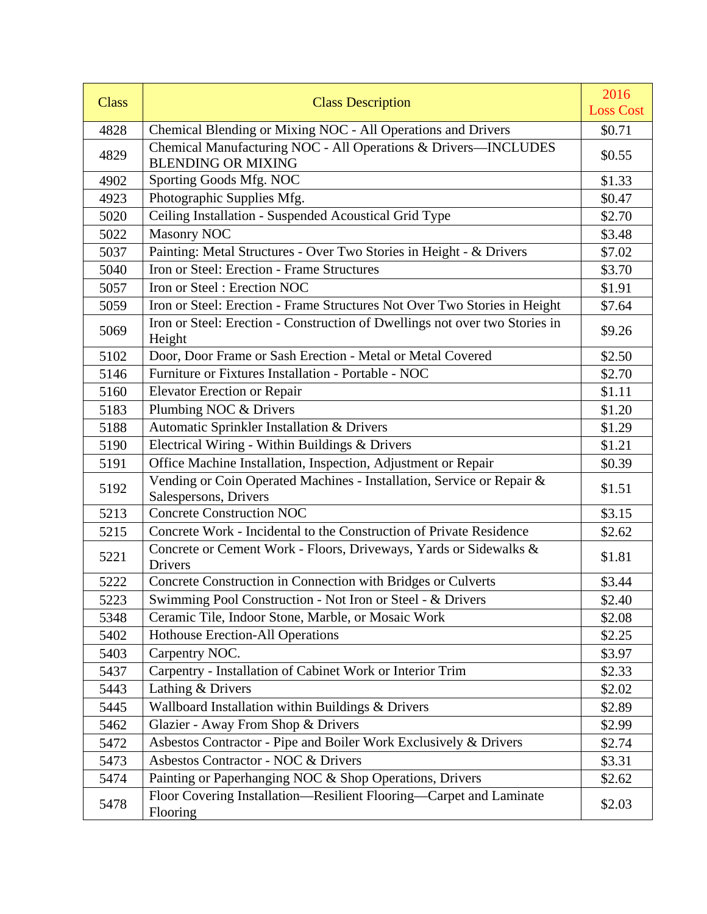| Class | Class Description | 2016 Loss Cost |
|---|---|---|
| 4828 | Chemical Blending or Mixing NOC - All Operations and Drivers | $0.71 |
| 4829 | Chemical Manufacturing NOC - All Operations & Drivers—INCLUDES BLENDING OR MIXING | $0.55 |
| 4902 | Sporting Goods Mfg. NOC | $1.33 |
| 4923 | Photographic Supplies Mfg. | $0.47 |
| 5020 | Ceiling Installation - Suspended Acoustical Grid Type | $2.70 |
| 5022 | Masonry NOC | $3.48 |
| 5037 | Painting: Metal Structures - Over Two Stories in Height - & Drivers | $7.02 |
| 5040 | Iron or Steel: Erection - Frame Structures | $3.70 |
| 5057 | Iron or Steel : Erection NOC | $1.91 |
| 5059 | Iron or Steel: Erection - Frame Structures Not Over Two Stories in Height | $7.64 |
| 5069 | Iron or Steel: Erection - Construction of Dwellings not over two Stories in Height | $9.26 |
| 5102 | Door, Door Frame or Sash Erection - Metal or Metal Covered | $2.50 |
| 5146 | Furniture or Fixtures Installation - Portable - NOC | $2.70 |
| 5160 | Elevator Erection or Repair | $1.11 |
| 5183 | Plumbing NOC & Drivers | $1.20 |
| 5188 | Automatic Sprinkler Installation & Drivers | $1.29 |
| 5190 | Electrical Wiring - Within Buildings & Drivers | $1.21 |
| 5191 | Office Machine Installation, Inspection, Adjustment or Repair | $0.39 |
| 5192 | Vending or Coin Operated Machines - Installation, Service or Repair & Salespersons, Drivers | $1.51 |
| 5213 | Concrete Construction NOC | $3.15 |
| 5215 | Concrete Work - Incidental to the Construction of Private Residence | $2.62 |
| 5221 | Concrete or Cement Work - Floors, Driveways, Yards or Sidewalks & Drivers | $1.81 |
| 5222 | Concrete Construction in Connection with Bridges or Culverts | $3.44 |
| 5223 | Swimming Pool Construction - Not Iron or Steel - & Drivers | $2.40 |
| 5348 | Ceramic Tile, Indoor Stone, Marble, or Mosaic Work | $2.08 |
| 5402 | Hothouse Erection-All Operations | $2.25 |
| 5403 | Carpentry NOC. | $3.97 |
| 5437 | Carpentry - Installation of Cabinet Work or Interior Trim | $2.33 |
| 5443 | Lathing & Drivers | $2.02 |
| 5445 | Wallboard Installation within Buildings & Drivers | $2.89 |
| 5462 | Glazier - Away From Shop & Drivers | $2.99 |
| 5472 | Asbestos Contractor - Pipe and Boiler Work Exclusively & Drivers | $2.74 |
| 5473 | Asbestos Contractor - NOC & Drivers | $3.31 |
| 5474 | Painting or Paperhanging NOC & Shop Operations, Drivers | $2.62 |
| 5478 | Floor Covering Installation—Resilient Flooring—Carpet and Laminate Flooring | $2.03 |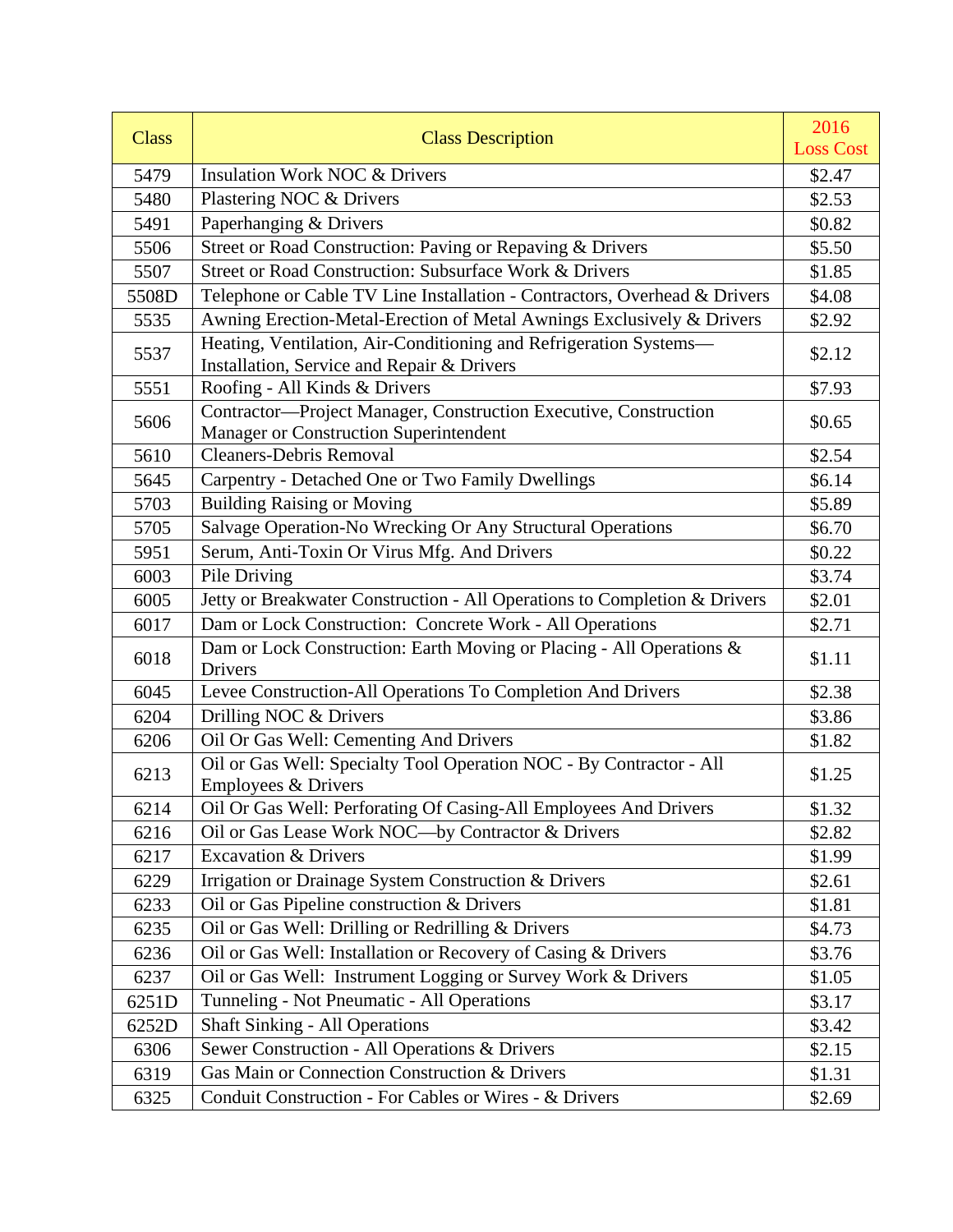| Class | Class Description | 2016 Loss Cost |
|---|---|---|
| 5479 | Insulation Work NOC & Drivers | $2.47 |
| 5480 | Plastering NOC & Drivers | $2.53 |
| 5491 | Paperhanging & Drivers | $0.82 |
| 5506 | Street or Road Construction: Paving or Repaving & Drivers | $5.50 |
| 5507 | Street or Road Construction: Subsurface Work & Drivers | $1.85 |
| 5508D | Telephone or Cable TV Line Installation - Contractors, Overhead & Drivers | $4.08 |
| 5535 | Awning Erection-Metal-Erection of Metal Awnings Exclusively & Drivers | $2.92 |
| 5537 | Heating, Ventilation, Air-Conditioning and Refrigeration Systems—Installation, Service and Repair & Drivers | $2.12 |
| 5551 | Roofing - All Kinds & Drivers | $7.93 |
| 5606 | Contractor—Project Manager, Construction Executive, Construction Manager or Construction Superintendent | $0.65 |
| 5610 | Cleaners-Debris Removal | $2.54 |
| 5645 | Carpentry - Detached One or Two Family Dwellings | $6.14 |
| 5703 | Building Raising or Moving | $5.89 |
| 5705 | Salvage Operation-No Wrecking Or Any Structural Operations | $6.70 |
| 5951 | Serum, Anti-Toxin Or Virus Mfg. And Drivers | $0.22 |
| 6003 | Pile Driving | $3.74 |
| 6005 | Jetty or Breakwater Construction - All Operations to Completion & Drivers | $2.01 |
| 6017 | Dam or Lock Construction: Concrete Work - All Operations | $2.71 |
| 6018 | Dam or Lock Construction: Earth Moving or Placing - All Operations & Drivers | $1.11 |
| 6045 | Levee Construction-All Operations To Completion And Drivers | $2.38 |
| 6204 | Drilling NOC & Drivers | $3.86 |
| 6206 | Oil Or Gas Well: Cementing And Drivers | $1.82 |
| 6213 | Oil or Gas Well: Specialty Tool Operation NOC - By Contractor - All Employees & Drivers | $1.25 |
| 6214 | Oil Or Gas Well: Perforating Of Casing-All Employees And Drivers | $1.32 |
| 6216 | Oil or Gas Lease Work NOC—by Contractor & Drivers | $2.82 |
| 6217 | Excavation & Drivers | $1.99 |
| 6229 | Irrigation or Drainage System Construction & Drivers | $2.61 |
| 6233 | Oil or Gas Pipeline construction & Drivers | $1.81 |
| 6235 | Oil or Gas Well: Drilling or Redrilling & Drivers | $4.73 |
| 6236 | Oil or Gas Well: Installation or Recovery of Casing & Drivers | $3.76 |
| 6237 | Oil or Gas Well: Instrument Logging or Survey Work & Drivers | $1.05 |
| 6251D | Tunneling - Not Pneumatic - All Operations | $3.17 |
| 6252D | Shaft Sinking - All Operations | $3.42 |
| 6306 | Sewer Construction - All Operations & Drivers | $2.15 |
| 6319 | Gas Main or Connection Construction & Drivers | $1.31 |
| 6325 | Conduit Construction - For Cables or Wires - & Drivers | $2.69 |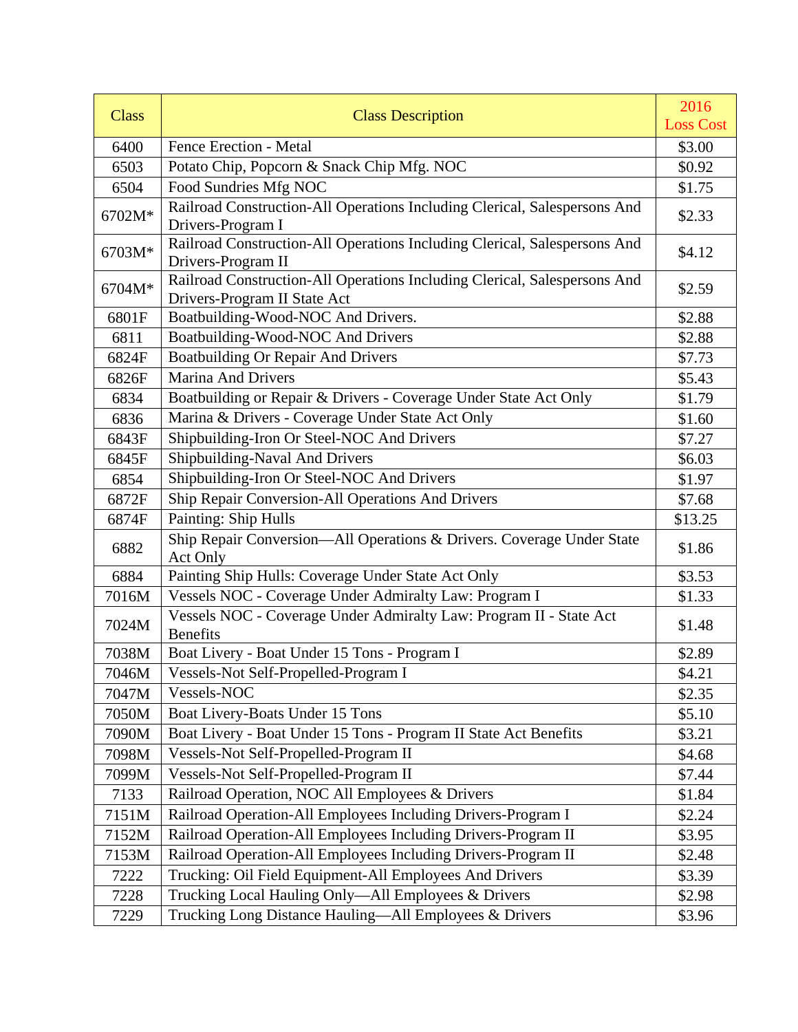| Class | Class Description | 2016 Loss Cost |
|---|---|---|
| 6400 | Fence Erection - Metal | $3.00 |
| 6503 | Potato Chip, Popcorn & Snack Chip Mfg. NOC | $0.92 |
| 6504 | Food Sundries Mfg NOC | $1.75 |
| 6702M* | Railroad Construction-All Operations Including Clerical, Salespersons And Drivers-Program I | $2.33 |
| 6703M* | Railroad Construction-All Operations Including Clerical, Salespersons And Drivers-Program II | $4.12 |
| 6704M* | Railroad Construction-All Operations Including Clerical, Salespersons And Drivers-Program II State Act | $2.59 |
| 6801F | Boatbuilding-Wood-NOC And Drivers. | $2.88 |
| 6811 | Boatbuilding-Wood-NOC And Drivers | $2.88 |
| 6824F | Boatbuilding Or Repair And Drivers | $7.73 |
| 6826F | Marina And Drivers | $5.43 |
| 6834 | Boatbuilding or Repair & Drivers - Coverage Under State Act Only | $1.79 |
| 6836 | Marina & Drivers - Coverage Under State Act Only | $1.60 |
| 6843F | Shipbuilding-Iron Or Steel-NOC And Drivers | $7.27 |
| 6845F | Shipbuilding-Naval And Drivers | $6.03 |
| 6854 | Shipbuilding-Iron Or Steel-NOC And Drivers | $1.97 |
| 6872F | Ship Repair Conversion-All Operations And Drivers | $7.68 |
| 6874F | Painting: Ship Hulls | $13.25 |
| 6882 | Ship Repair Conversion—All Operations & Drivers. Coverage Under State Act Only | $1.86 |
| 6884 | Painting Ship Hulls: Coverage Under State Act Only | $3.53 |
| 7016M | Vessels NOC - Coverage Under Admiralty Law: Program I | $1.33 |
| 7024M | Vessels NOC - Coverage Under Admiralty Law: Program II - State Act Benefits | $1.48 |
| 7038M | Boat Livery - Boat Under 15 Tons - Program I | $2.89 |
| 7046M | Vessels-Not Self-Propelled-Program I | $4.21 |
| 7047M | Vessels-NOC | $2.35 |
| 7050M | Boat Livery-Boats Under 15 Tons | $5.10 |
| 7090M | Boat Livery - Boat Under 15 Tons - Program II State Act Benefits | $3.21 |
| 7098M | Vessels-Not Self-Propelled-Program II | $4.68 |
| 7099M | Vessels-Not Self-Propelled-Program II | $7.44 |
| 7133 | Railroad Operation, NOC All Employees & Drivers | $1.84 |
| 7151M | Railroad Operation-All Employees Including Drivers-Program I | $2.24 |
| 7152M | Railroad Operation-All Employees Including Drivers-Program II | $3.95 |
| 7153M | Railroad Operation-All Employees Including Drivers-Program II | $2.48 |
| 7222 | Trucking: Oil Field Equipment-All Employees And Drivers | $3.39 |
| 7228 | Trucking Local Hauling Only—All Employees & Drivers | $2.98 |
| 7229 | Trucking Long Distance Hauling—All Employees & Drivers | $3.96 |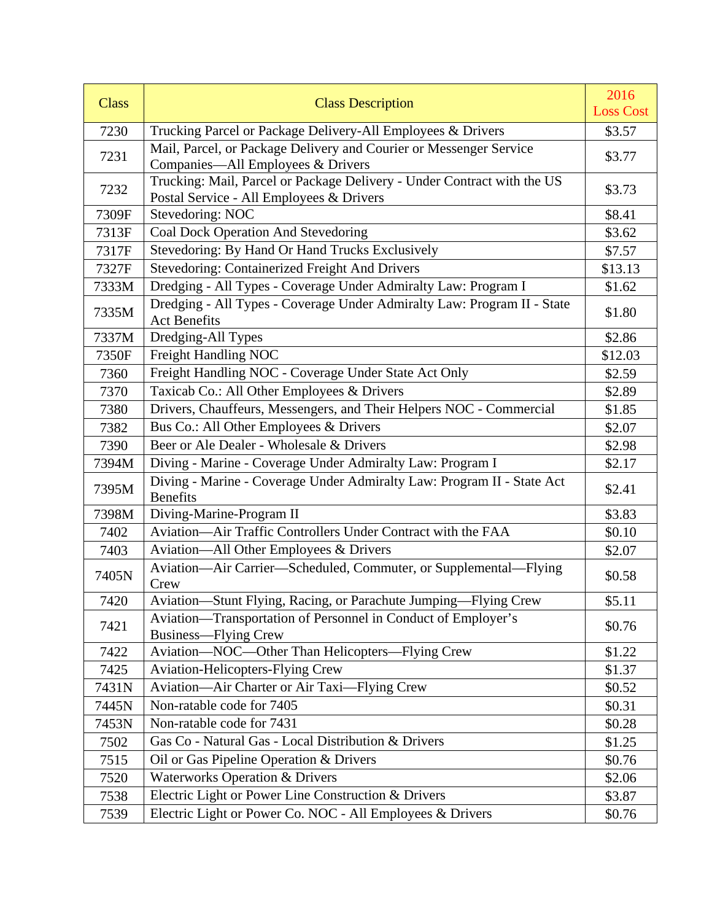| Class | Class Description | 2016 Loss Cost |
|---|---|---|
| 7230 | Trucking Parcel or Package Delivery-All Employees & Drivers | $3.57 |
| 7231 | Mail, Parcel, or Package Delivery and Courier or Messenger Service Companies—All Employees & Drivers | $3.77 |
| 7232 | Trucking: Mail, Parcel or Package Delivery - Under Contract with the US Postal Service - All Employees & Drivers | $3.73 |
| 7309F | Stevedoring: NOC | $8.41 |
| 7313F | Coal Dock Operation And Stevedoring | $3.62 |
| 7317F | Stevedoring: By Hand Or Hand Trucks Exclusively | $7.57 |
| 7327F | Stevedoring: Containerized Freight And Drivers | $13.13 |
| 7333M | Dredging - All Types - Coverage Under Admiralty Law: Program I | $1.62 |
| 7335M | Dredging - All Types - Coverage Under Admiralty Law: Program II - State Act Benefits | $1.80 |
| 7337M | Dredging-All Types | $2.86 |
| 7350F | Freight Handling NOC | $12.03 |
| 7360 | Freight Handling NOC - Coverage Under State Act Only | $2.59 |
| 7370 | Taxicab Co.: All Other Employees & Drivers | $2.89 |
| 7380 | Drivers, Chauffeurs, Messengers, and Their Helpers NOC - Commercial | $1.85 |
| 7382 | Bus Co.: All Other Employees & Drivers | $2.07 |
| 7390 | Beer or Ale Dealer - Wholesale & Drivers | $2.98 |
| 7394M | Diving - Marine - Coverage Under Admiralty Law: Program I | $2.17 |
| 7395M | Diving - Marine - Coverage Under Admiralty Law: Program II - State Act Benefits | $2.41 |
| 7398M | Diving-Marine-Program II | $3.83 |
| 7402 | Aviation—Air Traffic Controllers Under Contract with the FAA | $0.10 |
| 7403 | Aviation—All Other Employees & Drivers | $2.07 |
| 7405N | Aviation—Air Carrier—Scheduled, Commuter, or Supplemental—Flying Crew | $0.58 |
| 7420 | Aviation—Stunt Flying, Racing, or Parachute Jumping—Flying Crew | $5.11 |
| 7421 | Aviation—Transportation of Personnel in Conduct of Employer's Business—Flying Crew | $0.76 |
| 7422 | Aviation—NOC—Other Than Helicopters—Flying Crew | $1.22 |
| 7425 | Aviation-Helicopters-Flying Crew | $1.37 |
| 7431N | Aviation—Air Charter or Air Taxi—Flying Crew | $0.52 |
| 7445N | Non-ratable code for 7405 | $0.31 |
| 7453N | Non-ratable code for 7431 | $0.28 |
| 7502 | Gas Co - Natural Gas - Local Distribution & Drivers | $1.25 |
| 7515 | Oil or Gas Pipeline Operation & Drivers | $0.76 |
| 7520 | Waterworks Operation & Drivers | $2.06 |
| 7538 | Electric Light or Power Line Construction & Drivers | $3.87 |
| 7539 | Electric Light or Power Co. NOC - All Employees & Drivers | $0.76 |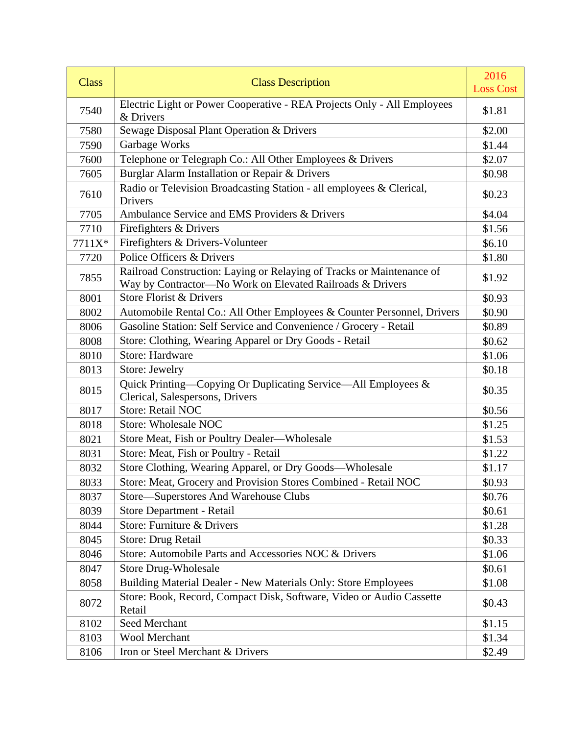| Class | Class Description | 2016 Loss Cost |
|---|---|---|
| 7540 | Electric Light or Power Cooperative - REA Projects Only - All Employees & Drivers | $1.81 |
| 7580 | Sewage Disposal Plant Operation & Drivers | $2.00 |
| 7590 | Garbage Works | $1.44 |
| 7600 | Telephone or Telegraph Co.: All Other Employees & Drivers | $2.07 |
| 7605 | Burglar Alarm Installation or Repair & Drivers | $0.98 |
| 7610 | Radio or Television Broadcasting Station - all employees & Clerical, Drivers | $0.23 |
| 7705 | Ambulance Service and EMS Providers & Drivers | $4.04 |
| 7710 | Firefighters & Drivers | $1.56 |
| 7711X* | Firefighters & Drivers-Volunteer | $6.10 |
| 7720 | Police Officers & Drivers | $1.80 |
| 7855 | Railroad Construction: Laying or Relaying of Tracks or Maintenance of Way by Contractor—No Work on Elevated Railroads & Drivers | $1.92 |
| 8001 | Store Florist & Drivers | $0.93 |
| 8002 | Automobile Rental Co.: All Other Employees & Counter Personnel, Drivers | $0.90 |
| 8006 | Gasoline Station: Self Service and Convenience / Grocery - Retail | $0.89 |
| 8008 | Store: Clothing, Wearing Apparel or Dry Goods - Retail | $0.62 |
| 8010 | Store: Hardware | $1.06 |
| 8013 | Store: Jewelry | $0.18 |
| 8015 | Quick Printing—Copying Or Duplicating Service—All Employees & Clerical, Salespersons, Drivers | $0.35 |
| 8017 | Store: Retail NOC | $0.56 |
| 8018 | Store: Wholesale NOC | $1.25 |
| 8021 | Store Meat, Fish or Poultry Dealer—Wholesale | $1.53 |
| 8031 | Store: Meat, Fish or Poultry - Retail | $1.22 |
| 8032 | Store Clothing, Wearing Apparel, or Dry Goods—Wholesale | $1.17 |
| 8033 | Store: Meat, Grocery and Provision Stores Combined - Retail NOC | $0.93 |
| 8037 | Store—Superstores And Warehouse Clubs | $0.76 |
| 8039 | Store Department - Retail | $0.61 |
| 8044 | Store: Furniture & Drivers | $1.28 |
| 8045 | Store: Drug Retail | $0.33 |
| 8046 | Store: Automobile Parts and Accessories NOC & Drivers | $1.06 |
| 8047 | Store Drug-Wholesale | $0.61 |
| 8058 | Building Material Dealer - New Materials Only: Store Employees | $1.08 |
| 8072 | Store: Book, Record, Compact Disk, Software, Video or Audio Cassette Retail | $0.43 |
| 8102 | Seed Merchant | $1.15 |
| 8103 | Wool Merchant | $1.34 |
| 8106 | Iron or Steel Merchant & Drivers | $2.49 |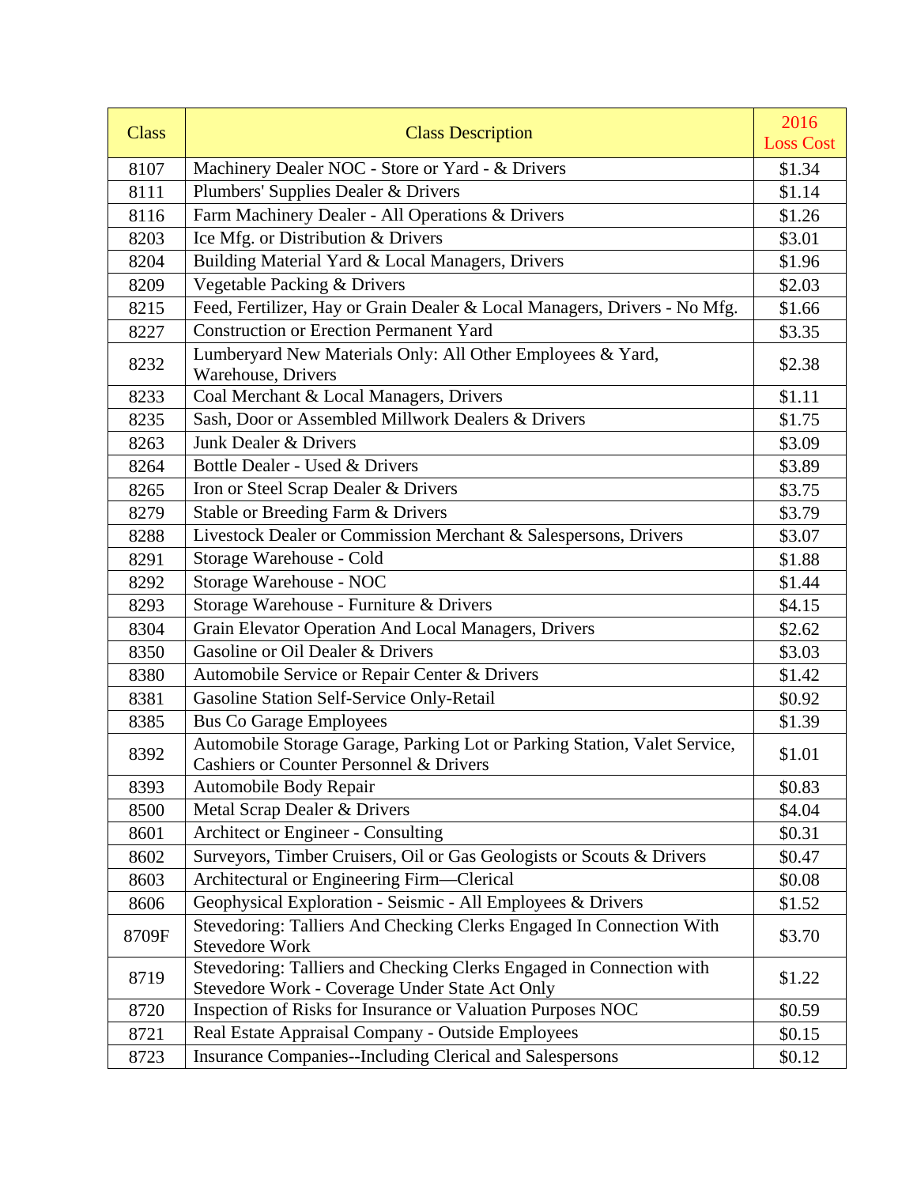| Class | Class Description | 2016 Loss Cost |
|---|---|---|
| 8107 | Machinery Dealer NOC - Store or Yard - & Drivers | $1.34 |
| 8111 | Plumbers' Supplies Dealer & Drivers | $1.14 |
| 8116 | Farm Machinery Dealer - All Operations & Drivers | $1.26 |
| 8203 | Ice Mfg. or Distribution & Drivers | $3.01 |
| 8204 | Building Material Yard & Local Managers, Drivers | $1.96 |
| 8209 | Vegetable Packing & Drivers | $2.03 |
| 8215 | Feed, Fertilizer, Hay or Grain Dealer & Local Managers, Drivers - No Mfg. | $1.66 |
| 8227 | Construction or Erection Permanent Yard | $3.35 |
| 8232 | Lumberyard New Materials Only: All Other Employees & Yard, Warehouse, Drivers | $2.38 |
| 8233 | Coal Merchant & Local Managers, Drivers | $1.11 |
| 8235 | Sash, Door or Assembled Millwork Dealers & Drivers | $1.75 |
| 8263 | Junk Dealer & Drivers | $3.09 |
| 8264 | Bottle Dealer - Used & Drivers | $3.89 |
| 8265 | Iron or Steel Scrap Dealer & Drivers | $3.75 |
| 8279 | Stable or Breeding Farm & Drivers | $3.79 |
| 8288 | Livestock Dealer or Commission Merchant & Salespersons, Drivers | $3.07 |
| 8291 | Storage Warehouse - Cold | $1.88 |
| 8292 | Storage Warehouse - NOC | $1.44 |
| 8293 | Storage Warehouse - Furniture & Drivers | $4.15 |
| 8304 | Grain Elevator Operation And Local Managers, Drivers | $2.62 |
| 8350 | Gasoline or Oil Dealer & Drivers | $3.03 |
| 8380 | Automobile Service or Repair Center & Drivers | $1.42 |
| 8381 | Gasoline Station Self-Service Only-Retail | $0.92 |
| 8385 | Bus Co Garage Employees | $1.39 |
| 8392 | Automobile Storage Garage, Parking Lot or Parking Station, Valet Service, Cashiers or Counter Personnel & Drivers | $1.01 |
| 8393 | Automobile Body Repair | $0.83 |
| 8500 | Metal Scrap Dealer & Drivers | $4.04 |
| 8601 | Architect or Engineer - Consulting | $0.31 |
| 8602 | Surveyors, Timber Cruisers, Oil or Gas Geologists or Scouts & Drivers | $0.47 |
| 8603 | Architectural or Engineering Firm—Clerical | $0.08 |
| 8606 | Geophysical Exploration - Seismic - All Employees & Drivers | $1.52 |
| 8709F | Stevedoring: Talliers And Checking Clerks Engaged In Connection With Stevedore Work | $3.70 |
| 8719 | Stevedoring: Talliers and Checking Clerks Engaged in Connection with Stevedore Work - Coverage Under State Act Only | $1.22 |
| 8720 | Inspection of Risks for Insurance or Valuation Purposes NOC | $0.59 |
| 8721 | Real Estate Appraisal Company - Outside Employees | $0.15 |
| 8723 | Insurance Companies--Including Clerical and Salespersons | $0.12 |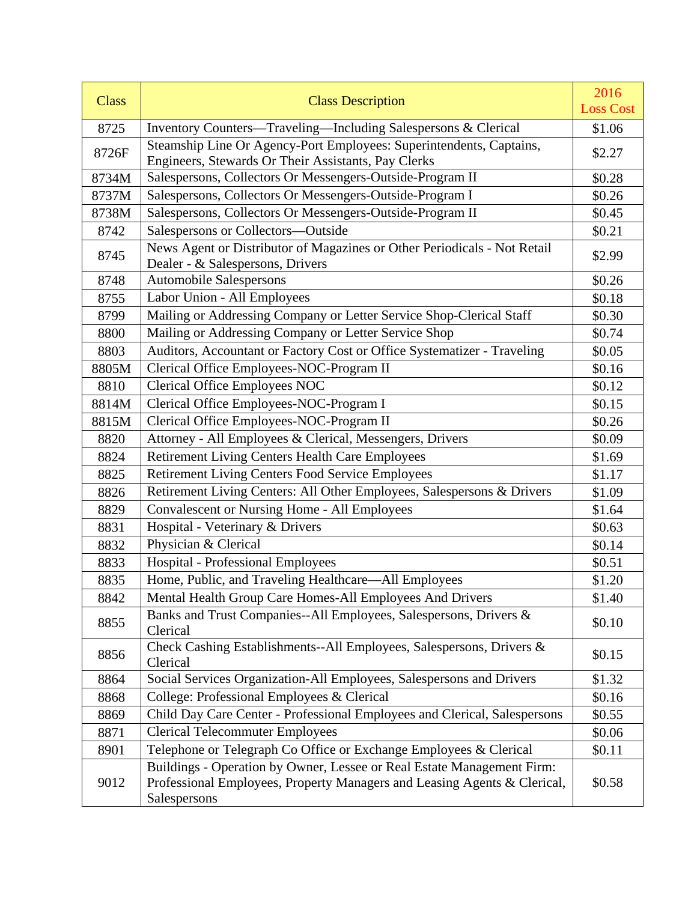| Class | Class Description | 2016 Loss Cost |
|---|---|---|
| 8725 | Inventory Counters—Traveling—Including Salespersons & Clerical | $1.06 |
| 8726F | Steamship Line Or Agency-Port Employees: Superintendents, Captains, Engineers, Stewards Or Their Assistants, Pay Clerks | $2.27 |
| 8734M | Salespersons, Collectors Or Messengers-Outside-Program II | $0.28 |
| 8737M | Salespersons, Collectors Or Messengers-Outside-Program I | $0.26 |
| 8738M | Salespersons, Collectors Or Messengers-Outside-Program II | $0.45 |
| 8742 | Salespersons or Collectors—Outside | $0.21 |
| 8745 | News Agent or Distributor of Magazines or Other Periodicals - Not Retail Dealer - & Salespersons, Drivers | $2.99 |
| 8748 | Automobile Salespersons | $0.26 |
| 8755 | Labor Union - All Employees | $0.18 |
| 8799 | Mailing or Addressing Company or Letter Service Shop-Clerical Staff | $0.30 |
| 8800 | Mailing or Addressing Company or Letter Service Shop | $0.74 |
| 8803 | Auditors, Accountant or Factory Cost or Office Systematizer - Traveling | $0.05 |
| 8805M | Clerical Office Employees-NOC-Program II | $0.16 |
| 8810 | Clerical Office Employees NOC | $0.12 |
| 8814M | Clerical Office Employees-NOC-Program I | $0.15 |
| 8815M | Clerical Office Employees-NOC-Program II | $0.26 |
| 8820 | Attorney - All Employees & Clerical, Messengers, Drivers | $0.09 |
| 8824 | Retirement Living Centers Health Care Employees | $1.69 |
| 8825 | Retirement Living Centers Food Service Employees | $1.17 |
| 8826 | Retirement Living Centers: All Other Employees, Salespersons & Drivers | $1.09 |
| 8829 | Convalescent or Nursing Home - All Employees | $1.64 |
| 8831 | Hospital - Veterinary & Drivers | $0.63 |
| 8832 | Physician & Clerical | $0.14 |
| 8833 | Hospital - Professional Employees | $0.51 |
| 8835 | Home, Public, and Traveling Healthcare—All Employees | $1.20 |
| 8842 | Mental Health Group Care Homes-All Employees And Drivers | $1.40 |
| 8855 | Banks and Trust Companies--All Employees, Salespersons, Drivers & Clerical | $0.10 |
| 8856 | Check Cashing Establishments--All Employees, Salespersons, Drivers & Clerical | $0.15 |
| 8864 | Social Services Organization-All Employees, Salespersons and Drivers | $1.32 |
| 8868 | College: Professional Employees & Clerical | $0.16 |
| 8869 | Child Day Care Center - Professional Employees and Clerical, Salespersons | $0.55 |
| 8871 | Clerical Telecommuter Employees | $0.06 |
| 8901 | Telephone or Telegraph Co Office or Exchange Employees & Clerical | $0.11 |
| 9012 | Buildings - Operation by Owner, Lessee or Real Estate Management Firm: Professional Employees, Property Managers and Leasing Agents & Clerical, Salespersons | $0.58 |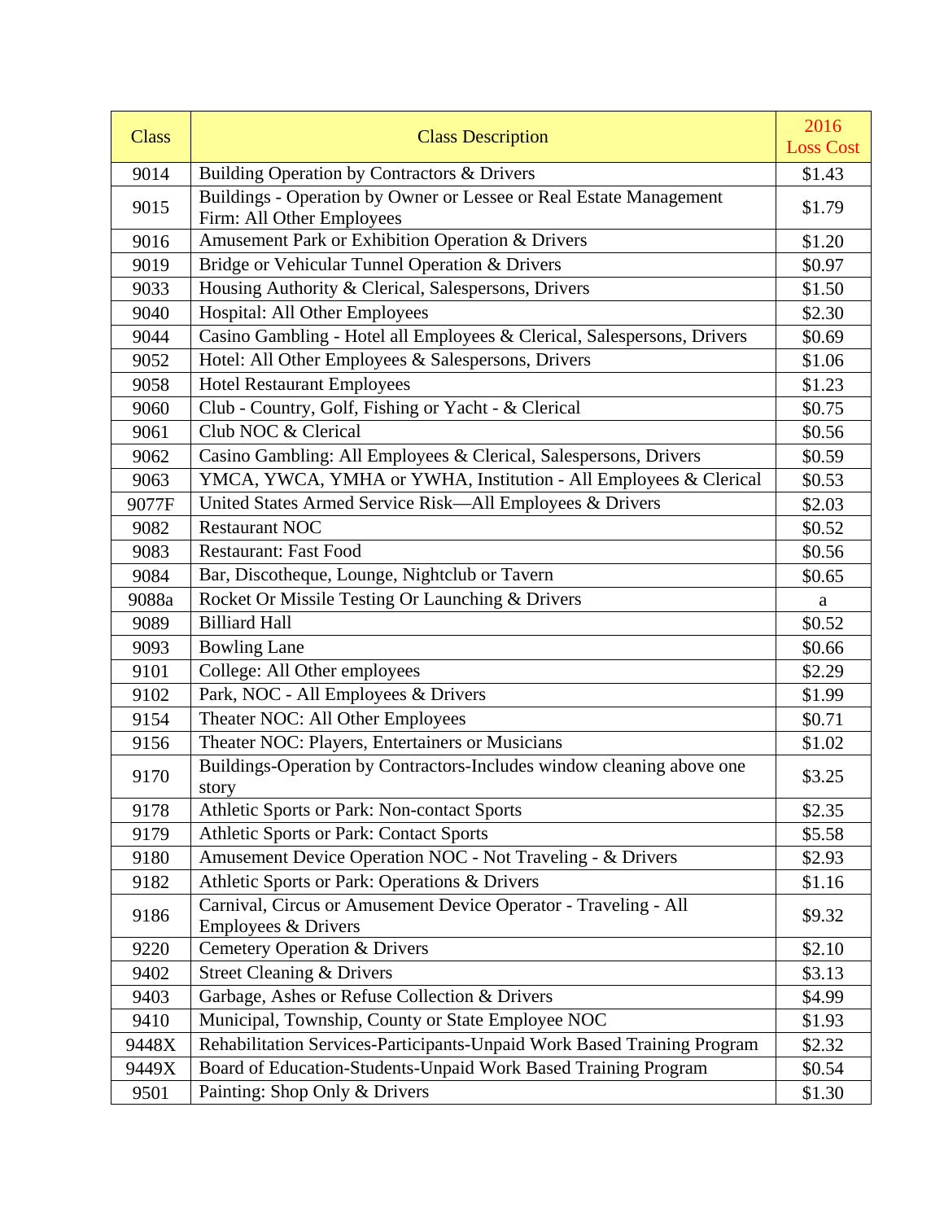| Class | Class Description | 2016 Loss Cost |
|---|---|---|
| 9014 | Building Operation by Contractors & Drivers | $1.43 |
| 9015 | Buildings - Operation by Owner or Lessee or Real Estate Management Firm: All Other Employees | $1.79 |
| 9016 | Amusement Park or Exhibition Operation & Drivers | $1.20 |
| 9019 | Bridge or Vehicular Tunnel Operation & Drivers | $0.97 |
| 9033 | Housing Authority & Clerical, Salespersons, Drivers | $1.50 |
| 9040 | Hospital: All Other Employees | $2.30 |
| 9044 | Casino Gambling - Hotel all Employees & Clerical, Salespersons, Drivers | $0.69 |
| 9052 | Hotel: All Other Employees & Salespersons, Drivers | $1.06 |
| 9058 | Hotel Restaurant Employees | $1.23 |
| 9060 | Club - Country, Golf, Fishing or Yacht - & Clerical | $0.75 |
| 9061 | Club NOC & Clerical | $0.56 |
| 9062 | Casino Gambling: All Employees & Clerical, Salespersons, Drivers | $0.59 |
| 9063 | YMCA, YWCA, YMHA or YWHA, Institution - All Employees & Clerical | $0.53 |
| 9077F | United States Armed Service Risk—All Employees & Drivers | $2.03 |
| 9082 | Restaurant NOC | $0.52 |
| 9083 | Restaurant: Fast Food | $0.56 |
| 9084 | Bar, Discotheque, Lounge, Nightclub or Tavern | $0.65 |
| 9088a | Rocket Or Missile Testing Or Launching & Drivers | a |
| 9089 | Billiard Hall | $0.52 |
| 9093 | Bowling Lane | $0.66 |
| 9101 | College: All Other employees | $2.29 |
| 9102 | Park, NOC - All Employees & Drivers | $1.99 |
| 9154 | Theater NOC: All Other Employees | $0.71 |
| 9156 | Theater NOC: Players, Entertainers or Musicians | $1.02 |
| 9170 | Buildings-Operation by Contractors-Includes window cleaning above one story | $3.25 |
| 9178 | Athletic Sports or Park: Non-contact Sports | $2.35 |
| 9179 | Athletic Sports or Park: Contact Sports | $5.58 |
| 9180 | Amusement Device Operation NOC - Not Traveling - & Drivers | $2.93 |
| 9182 | Athletic Sports or Park: Operations & Drivers | $1.16 |
| 9186 | Carnival, Circus or Amusement Device Operator - Traveling - All Employees & Drivers | $9.32 |
| 9220 | Cemetery Operation & Drivers | $2.10 |
| 9402 | Street Cleaning & Drivers | $3.13 |
| 9403 | Garbage, Ashes or Refuse Collection & Drivers | $4.99 |
| 9410 | Municipal, Township, County or State Employee NOC | $1.93 |
| 9448X | Rehabilitation Services-Participants-Unpaid Work Based Training Program | $2.32 |
| 9449X | Board of Education-Students-Unpaid Work Based Training Program | $0.54 |
| 9501 | Painting: Shop Only & Drivers | $1.30 |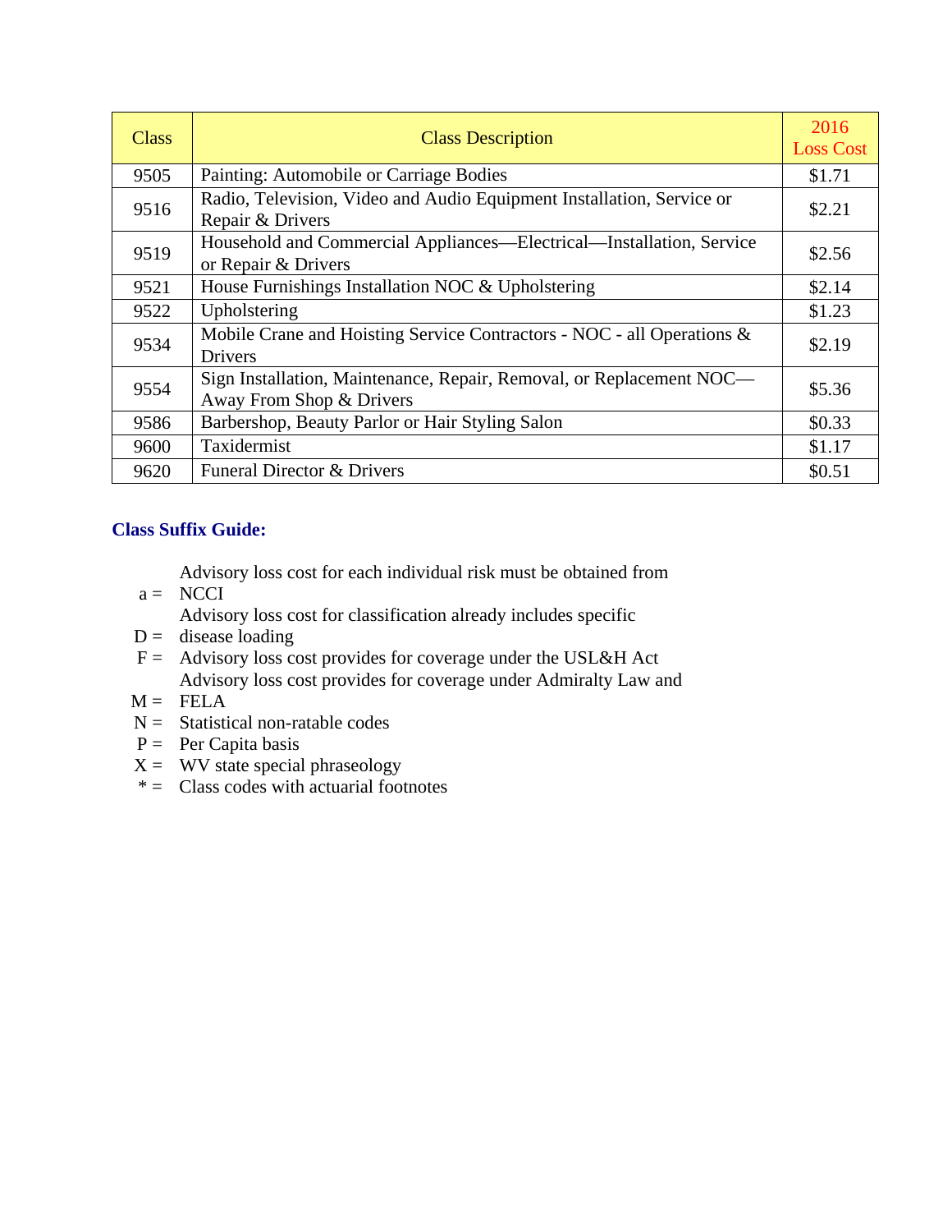| Class | Class Description | 2016 Loss Cost |
|---|---|---|
| 9505 | Painting: Automobile or Carriage Bodies | $1.71 |
| 9516 | Radio, Television, Video and Audio Equipment Installation, Service or Repair & Drivers | $2.21 |
| 9519 | Household and Commercial Appliances—Electrical—Installation, Service or Repair & Drivers | $2.56 |
| 9521 | House Furnishings Installation NOC & Upholstering | $2.14 |
| 9522 | Upholstering | $1.23 |
| 9534 | Mobile Crane and Hoisting Service Contractors - NOC - all Operations & Drivers | $2.19 |
| 9554 | Sign Installation, Maintenance, Repair, Removal, or Replacement NOC—Away From Shop & Drivers | $5.36 |
| 9586 | Barbershop, Beauty Parlor or Hair Styling Salon | $0.33 |
| 9600 | Taxidermist | $1.17 |
| 9620 | Funeral Director & Drivers | $0.51 |

**Class Suffix Guide:**

a = Advisory loss cost for each individual risk must be obtained from NCCI

D = Advisory loss cost for classification already includes specific disease loading

F = Advisory loss cost provides for coverage under the USL&H Act

M = Advisory loss cost provides for coverage under Admiralty Law and FELA

N = Statistical non-ratable codes

P = Per Capita basis

X = WV state special phraseology

* = Class codes with actuarial footnotes